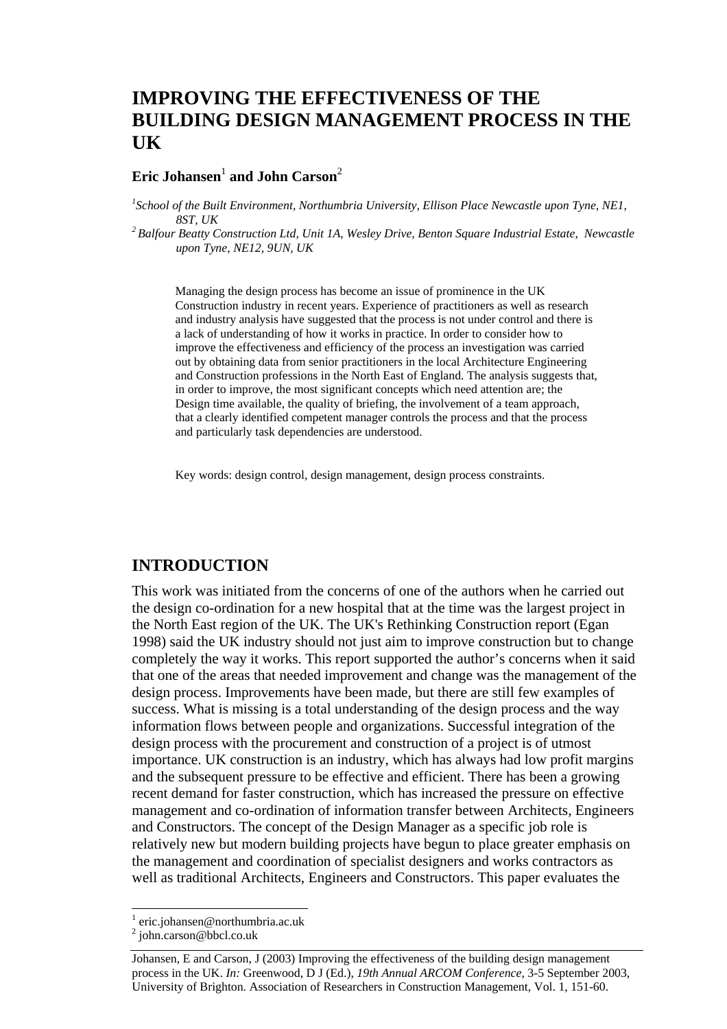# IMPROVING THE EFFECTIVENESS OF THE BUILDING DESIGN MANAGEMENT PROCESS IN THE UK

**Eric Johansen[1] and John Carson[2]**

*[1]School of the Built Environment, Northumbria University, Ellison Place Newcastle upon Tyne, NE1, 8ST, UK*

*[2] Balfour Beatty Construction Ltd, Unit 1A, Wesley Drive, Benton Square Industrial Estate, Newcastle upon Tyne, NE12, 9UN, UK*

Managing the design process has become an issue of prominence in the UK Construction industry in recent years. Experience of practitioners as well as research and industry analysis have suggested that the process is not under control and there is a lack of understanding of how it works in practice. In order to consider how to improve the effectiveness and efficiency of the process an investigation was carried out by obtaining data from senior practitioners in the local Architecture Engineering and Construction professions in the North East of England. The analysis suggests that, in order to improve, the most significant concepts which need attention are; the Design time available, the quality of briefing, the involvement of a team approach, that a clearly identified competent manager controls the process and that the process and particularly task dependencies are understood.

Key words: design control, design management, design process constraints.

## INTRODUCTION

This work was initiated from the concerns of one of the authors when he carried out the design co-ordination for a new hospital that at the time was the largest project in the North East region of the UK. The UK's Rethinking Construction report (Egan 1998) said the UK industry should not just aim to improve construction but to change completely the way it works. This report supported the author's concerns when it said that one of the areas that needed improvement and change was the management of the design process. Improvements have been made, but there are still few examples of success. What is missing is a total understanding of the design process and the way information flows between people and organizations. Successful integration of the design process with the procurement and construction of a project is of utmost importance. UK construction is an industry, which has always had low profit margins and the subsequent pressure to be effective and efficient. There has been a growing recent demand for faster construction, which has increased the pressure on effective management and co-ordination of information transfer between Architects, Engineers and Constructors. The concept of the Design Manager as a specific job role is relatively new but modern building projects have begun to place greater emphasis on the management and coordination of specialist designers and works contractors as well as traditional Architects, Engineers and Constructors. This paper evaluates the

---

[1] eric.johansen@northumbria.ac.uk

[2] john.carson@bbcl.co.uk

Johansen, E and Carson, J (2003) Improving the effectiveness of the building design management process in the UK. *In:* Greenwood, D J (Ed.), *19th Annual ARCOM Conference*, 3-5 September 2003, University of Brighton. Association of Researchers in Construction Management, Vol. 1, 151-60.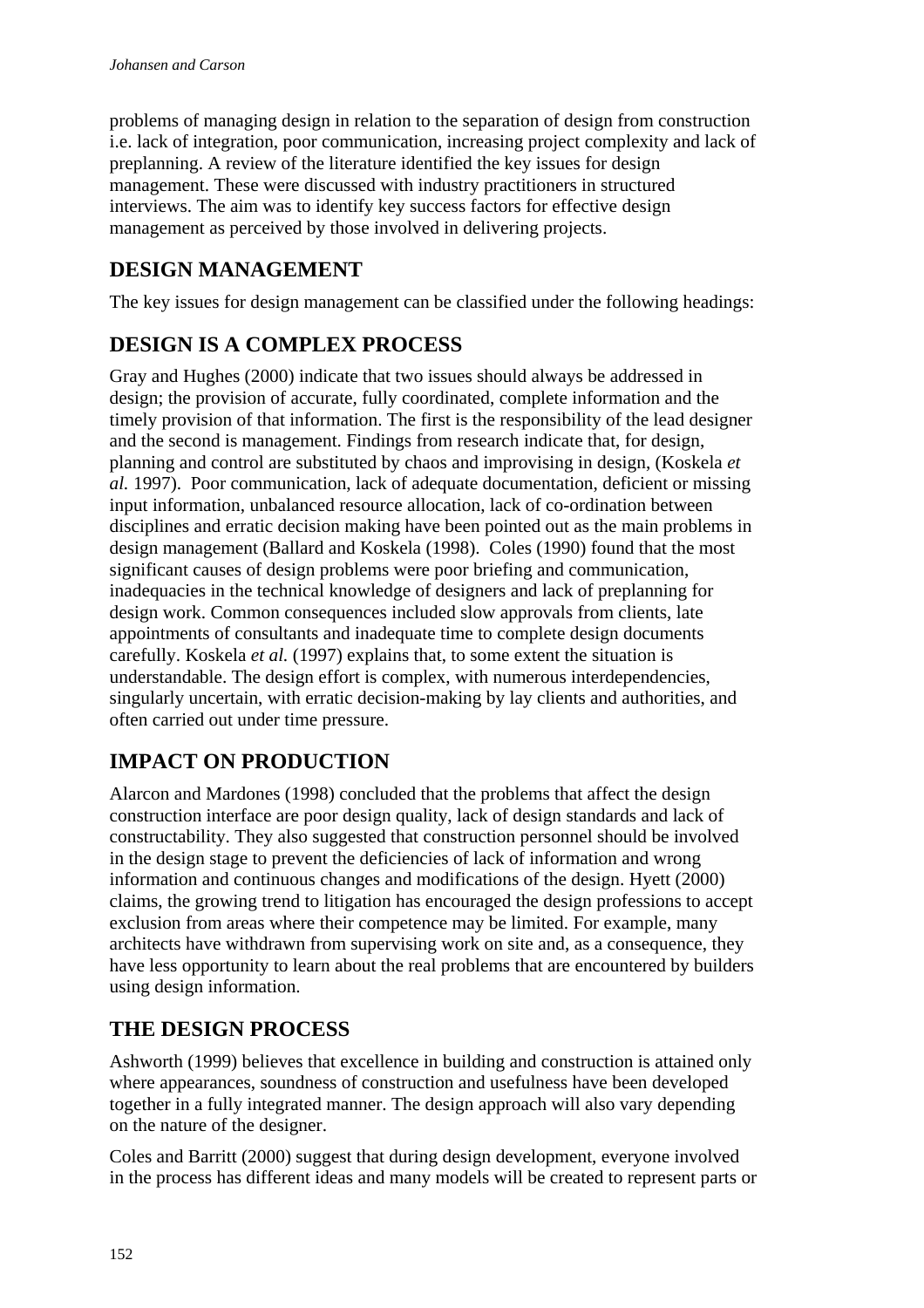problems of managing design in relation to the separation of design from construction i.e. lack of integration, poor communication, increasing project complexity and lack of preplanning. A review of the literature identified the key issues for design management. These were discussed with industry practitioners in structured interviews. The aim was to identify key success factors for effective design management as perceived by those involved in delivering projects.

## DESIGN MANAGEMENT

The key issues for design management can be classified under the following headings:

## DESIGN IS A COMPLEX PROCESS

Gray and Hughes (2000) indicate that two issues should always be addressed in design; the provision of accurate, fully coordinated, complete information and the timely provision of that information. The first is the responsibility of the lead designer and the second is management. Findings from research indicate that, for design, planning and control are substituted by chaos and improvising in design, (Koskela *et al.* 1997). Poor communication, lack of adequate documentation, deficient or missing input information, unbalanced resource allocation, lack of co-ordination between disciplines and erratic decision making have been pointed out as the main problems in design management (Ballard and Koskela (1998). Coles (1990) found that the most significant causes of design problems were poor briefing and communication, inadequacies in the technical knowledge of designers and lack of preplanning for design work. Common consequences included slow approvals from clients, late appointments of consultants and inadequate time to complete design documents carefully. Koskela *et al.* (1997) explains that, to some extent the situation is understandable. The design effort is complex, with numerous interdependencies, singularly uncertain, with erratic decision-making by lay clients and authorities, and often carried out under time pressure.

## IMPACT ON PRODUCTION

Alarcon and Mardones (1998) concluded that the problems that affect the design construction interface are poor design quality, lack of design standards and lack of constructability. They also suggested that construction personnel should be involved in the design stage to prevent the deficiencies of lack of information and wrong information and continuous changes and modifications of the design. Hyett (2000) claims, the growing trend to litigation has encouraged the design professions to accept exclusion from areas where their competence may be limited. For example, many architects have withdrawn from supervising work on site and, as a consequence, they have less opportunity to learn about the real problems that are encountered by builders using design information.

## THE DESIGN PROCESS

Ashworth (1999) believes that excellence in building and construction is attained only where appearances, soundness of construction and usefulness have been developed together in a fully integrated manner. The design approach will also vary depending on the nature of the designer.

Coles and Barritt (2000) suggest that during design development, everyone involved in the process has different ideas and many models will be created to represent parts or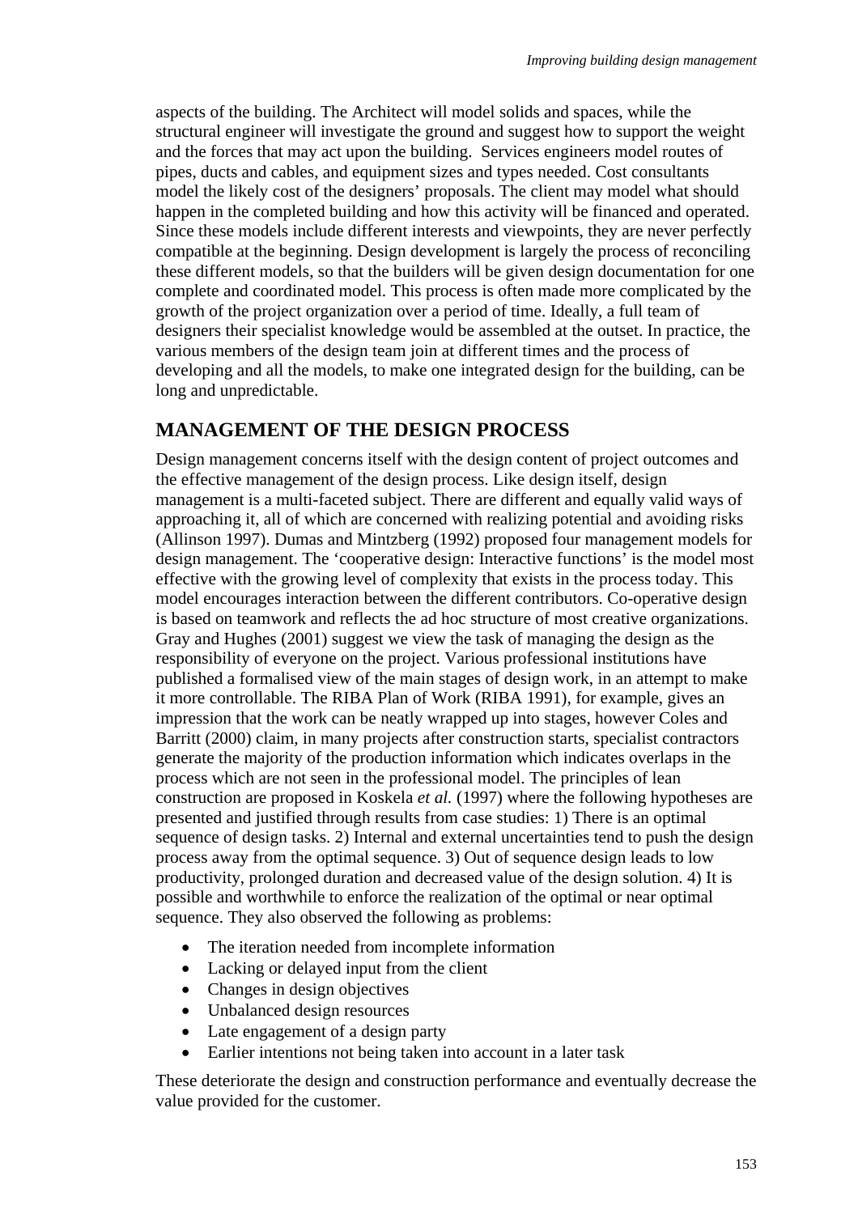aspects of the building. The Architect will model solids and spaces, while the structural engineer will investigate the ground and suggest how to support the weight and the forces that may act upon the building. Services engineers model routes of pipes, ducts and cables, and equipment sizes and types needed. Cost consultants model the likely cost of the designers' proposals. The client may model what should happen in the completed building and how this activity will be financed and operated. Since these models include different interests and viewpoints, they are never perfectly compatible at the beginning. Design development is largely the process of reconciling these different models, so that the builders will be given design documentation for one complete and coordinated model. This process is often made more complicated by the growth of the project organization over a period of time. Ideally, a full team of designers their specialist knowledge would be assembled at the outset. In practice, the various members of the design team join at different times and the process of developing and all the models, to make one integrated design for the building, can be long and unpredictable.

## MANAGEMENT OF THE DESIGN PROCESS

Design management concerns itself with the design content of project outcomes and the effective management of the design process. Like design itself, design management is a multi-faceted subject. There are different and equally valid ways of approaching it, all of which are concerned with realizing potential and avoiding risks (Allinson 1997). Dumas and Mintzberg (1992) proposed four management models for design management. The 'cooperative design: Interactive functions' is the model most effective with the growing level of complexity that exists in the process today. This model encourages interaction between the different contributors. Co-operative design is based on teamwork and reflects the ad hoc structure of most creative organizations. Gray and Hughes (2001) suggest we view the task of managing the design as the responsibility of everyone on the project. Various professional institutions have published a formalised view of the main stages of design work, in an attempt to make it more controllable. The RIBA Plan of Work (RIBA 1991), for example, gives an impression that the work can be neatly wrapped up into stages, however Coles and Barritt (2000) claim, in many projects after construction starts, specialist contractors generate the majority of the production information which indicates overlaps in the process which are not seen in the professional model. The principles of lean construction are proposed in Koskela *et al.* (1997) where the following hypotheses are presented and justified through results from case studies: 1) There is an optimal sequence of design tasks. 2) Internal and external uncertainties tend to push the design process away from the optimal sequence. 3) Out of sequence design leads to low productivity, prolonged duration and decreased value of the design solution. 4) It is possible and worthwhile to enforce the realization of the optimal or near optimal sequence. They also observed the following as problems:

- The iteration needed from incomplete information
- Lacking or delayed input from the client
- Changes in design objectives
- Unbalanced design resources
- Late engagement of a design party
- Earlier intentions not being taken into account in a later task

These deteriorate the design and construction performance and eventually decrease the value provided for the customer.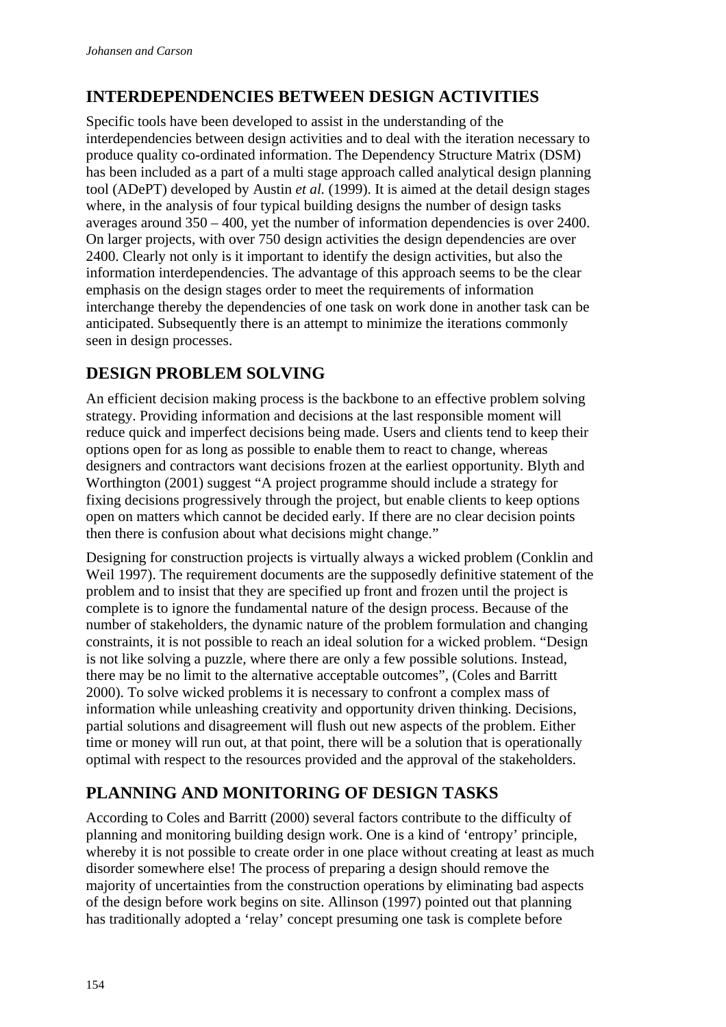## INTERDEPENDENCIES BETWEEN DESIGN ACTIVITIES

Specific tools have been developed to assist in the understanding of the interdependencies between design activities and to deal with the iteration necessary to produce quality co-ordinated information. The Dependency Structure Matrix (DSM) has been included as a part of a multi stage approach called analytical design planning tool (ADePT) developed by Austin *et al.* (1999). It is aimed at the detail design stages where, in the analysis of four typical building designs the number of design tasks averages around 350 – 400, yet the number of information dependencies is over 2400. On larger projects, with over 750 design activities the design dependencies are over 2400. Clearly not only is it important to identify the design activities, but also the information interdependencies. The advantage of this approach seems to be the clear emphasis on the design stages order to meet the requirements of information interchange thereby the dependencies of one task on work done in another task can be anticipated. Subsequently there is an attempt to minimize the iterations commonly seen in design processes.

## DESIGN PROBLEM SOLVING

An efficient decision making process is the backbone to an effective problem solving strategy. Providing information and decisions at the last responsible moment will reduce quick and imperfect decisions being made. Users and clients tend to keep their options open for as long as possible to enable them to react to change, whereas designers and contractors want decisions frozen at the earliest opportunity. Blyth and Worthington (2001) suggest "A project programme should include a strategy for fixing decisions progressively through the project, but enable clients to keep options open on matters which cannot be decided early. If there are no clear decision points then there is confusion about what decisions might change."

Designing for construction projects is virtually always a wicked problem (Conklin and Weil 1997). The requirement documents are the supposedly definitive statement of the problem and to insist that they are specified up front and frozen until the project is complete is to ignore the fundamental nature of the design process. Because of the number of stakeholders, the dynamic nature of the problem formulation and changing constraints, it is not possible to reach an ideal solution for a wicked problem. "Design is not like solving a puzzle, where there are only a few possible solutions. Instead, there may be no limit to the alternative acceptable outcomes", (Coles and Barritt 2000). To solve wicked problems it is necessary to confront a complex mass of information while unleashing creativity and opportunity driven thinking. Decisions, partial solutions and disagreement will flush out new aspects of the problem. Either time or money will run out, at that point, there will be a solution that is operationally optimal with respect to the resources provided and the approval of the stakeholders.

## PLANNING AND MONITORING OF DESIGN TASKS

According to Coles and Barritt (2000) several factors contribute to the difficulty of planning and monitoring building design work. One is a kind of 'entropy' principle, whereby it is not possible to create order in one place without creating at least as much disorder somewhere else! The process of preparing a design should remove the majority of uncertainties from the construction operations by eliminating bad aspects of the design before work begins on site. Allinson (1997) pointed out that planning has traditionally adopted a 'relay' concept presuming one task is complete before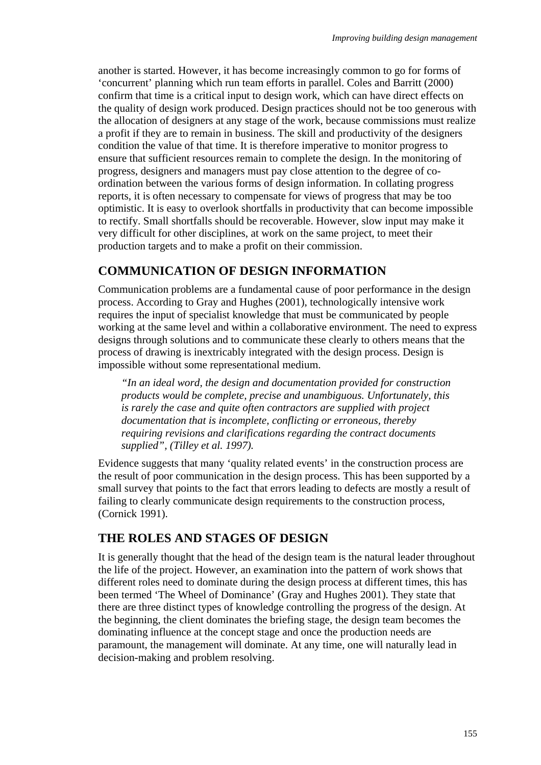another is started. However, it has become increasingly common to go for forms of 'concurrent' planning which run team efforts in parallel. Coles and Barritt (2000) confirm that time is a critical input to design work, which can have direct effects on the quality of design work produced. Design practices should not be too generous with the allocation of designers at any stage of the work, because commissions must realize a profit if they are to remain in business. The skill and productivity of the designers condition the value of that time. It is therefore imperative to monitor progress to ensure that sufficient resources remain to complete the design. In the monitoring of progress, designers and managers must pay close attention to the degree of co-ordination between the various forms of design information. In collating progress reports, it is often necessary to compensate for views of progress that may be too optimistic. It is easy to overlook shortfalls in productivity that can become impossible to rectify. Small shortfalls should be recoverable. However, slow input may make it very difficult for other disciplines, at work on the same project, to meet their production targets and to make a profit on their commission.

## COMMUNICATION OF DESIGN INFORMATION

Communication problems are a fundamental cause of poor performance in the design process. According to Gray and Hughes (2001), technologically intensive work requires the input of specialist knowledge that must be communicated by people working at the same level and within a collaborative environment. The need to express designs through solutions and to communicate these clearly to others means that the process of drawing is inextricably integrated with the design process. Design is impossible without some representational medium.

> *"In an ideal word, the design and documentation provided for construction products would be complete, precise and unambiguous. Unfortunately, this is rarely the case and quite often contractors are supplied with project documentation that is incomplete, conflicting or erroneous, thereby requiring revisions and clarifications regarding the contract documents supplied", (Tilley et al. 1997).*

Evidence suggests that many 'quality related events' in the construction process are the result of poor communication in the design process. This has been supported by a small survey that points to the fact that errors leading to defects are mostly a result of failing to clearly communicate design requirements to the construction process, (Cornick 1991).

## THE ROLES AND STAGES OF DESIGN

It is generally thought that the head of the design team is the natural leader throughout the life of the project. However, an examination into the pattern of work shows that different roles need to dominate during the design process at different times, this has been termed 'The Wheel of Dominance' (Gray and Hughes 2001). They state that there are three distinct types of knowledge controlling the progress of the design. At the beginning, the client dominates the briefing stage, the design team becomes the dominating influence at the concept stage and once the production needs are paramount, the management will dominate. At any time, one will naturally lead in decision-making and problem resolving.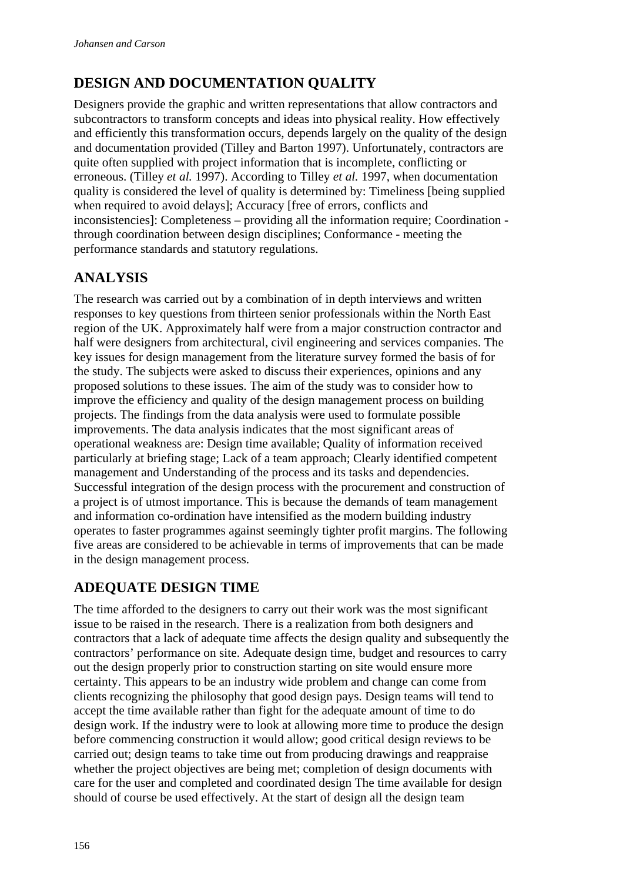## DESIGN AND DOCUMENTATION QUALITY

Designers provide the graphic and written representations that allow contractors and subcontractors to transform concepts and ideas into physical reality. How effectively and efficiently this transformation occurs, depends largely on the quality of the design and documentation provided (Tilley and Barton 1997). Unfortunately, contractors are quite often supplied with project information that is incomplete, conflicting or erroneous. (Tilley *et al.* 1997). According to Tilley *et al.* 1997, when documentation quality is considered the level of quality is determined by: Timeliness [being supplied when required to avoid delays]; Accuracy [free of errors, conflicts and inconsistencies]: Completeness – providing all the information require; Coordination - through coordination between design disciplines; Conformance - meeting the performance standards and statutory regulations.

## ANALYSIS

The research was carried out by a combination of in depth interviews and written responses to key questions from thirteen senior professionals within the North East region of the UK. Approximately half were from a major construction contractor and half were designers from architectural, civil engineering and services companies. The key issues for design management from the literature survey formed the basis of for the study. The subjects were asked to discuss their experiences, opinions and any proposed solutions to these issues. The aim of the study was to consider how to improve the efficiency and quality of the design management process on building projects. The findings from the data analysis were used to formulate possible improvements. The data analysis indicates that the most significant areas of operational weakness are: Design time available; Quality of information received particularly at briefing stage; Lack of a team approach; Clearly identified competent management and Understanding of the process and its tasks and dependencies. Successful integration of the design process with the procurement and construction of a project is of utmost importance. This is because the demands of team management and information co-ordination have intensified as the modern building industry operates to faster programmes against seemingly tighter profit margins. The following five areas are considered to be achievable in terms of improvements that can be made in the design management process.

## ADEQUATE DESIGN TIME

The time afforded to the designers to carry out their work was the most significant issue to be raised in the research. There is a realization from both designers and contractors that a lack of adequate time affects the design quality and subsequently the contractors' performance on site. Adequate design time, budget and resources to carry out the design properly prior to construction starting on site would ensure more certainty. This appears to be an industry wide problem and change can come from clients recognizing the philosophy that good design pays. Design teams will tend to accept the time available rather than fight for the adequate amount of time to do design work. If the industry were to look at allowing more time to produce the design before commencing construction it would allow; good critical design reviews to be carried out; design teams to take time out from producing drawings and reappraise whether the project objectives are being met; completion of design documents with care for the user and completed and coordinated design The time available for design should of course be used effectively. At the start of design all the design team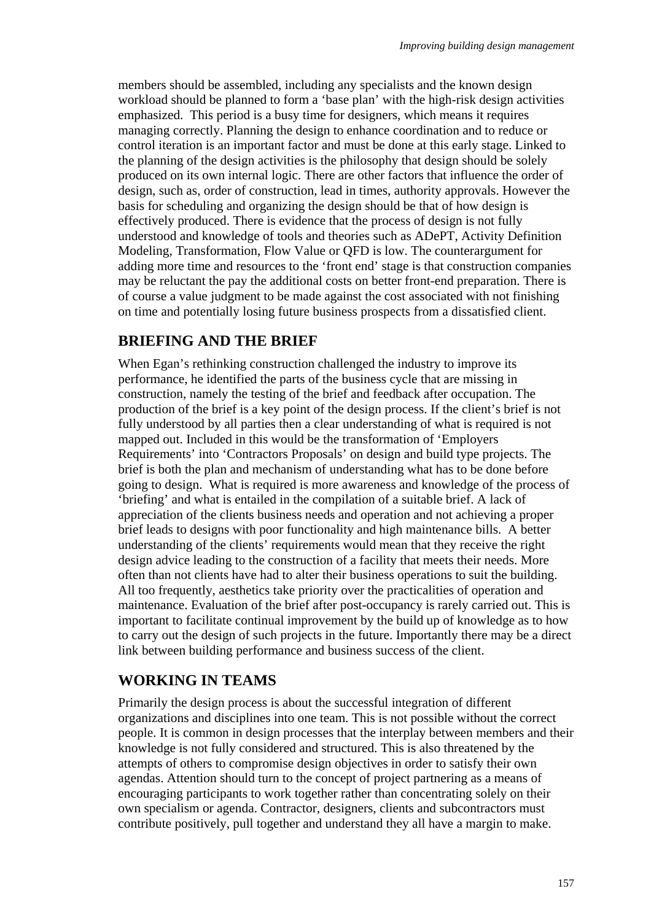members should be assembled, including any specialists and the known design workload should be planned to form a 'base plan' with the high-risk design activities emphasized. This period is a busy time for designers, which means it requires managing correctly. Planning the design to enhance coordination and to reduce or control iteration is an important factor and must be done at this early stage. Linked to the planning of the design activities is the philosophy that design should be solely produced on its own internal logic. There are other factors that influence the order of design, such as, order of construction, lead in times, authority approvals. However the basis for scheduling and organizing the design should be that of how design is effectively produced. There is evidence that the process of design is not fully understood and knowledge of tools and theories such as ADePT, Activity Definition Modeling, Transformation, Flow Value or QFD is low. The counterargument for adding more time and resources to the 'front end' stage is that construction companies may be reluctant the pay the additional costs on better front-end preparation. There is of course a value judgment to be made against the cost associated with not finishing on time and potentially losing future business prospects from a dissatisfied client.

## BRIEFING AND THE BRIEF

When Egan's rethinking construction challenged the industry to improve its performance, he identified the parts of the business cycle that are missing in construction, namely the testing of the brief and feedback after occupation. The production of the brief is a key point of the design process. If the client's brief is not fully understood by all parties then a clear understanding of what is required is not mapped out. Included in this would be the transformation of 'Employers Requirements' into 'Contractors Proposals' on design and build type projects. The brief is both the plan and mechanism of understanding what has to be done before going to design. What is required is more awareness and knowledge of the process of 'briefing' and what is entailed in the compilation of a suitable brief. A lack of appreciation of the clients business needs and operation and not achieving a proper brief leads to designs with poor functionality and high maintenance bills. A better understanding of the clients' requirements would mean that they receive the right design advice leading to the construction of a facility that meets their needs. More often than not clients have had to alter their business operations to suit the building. All too frequently, aesthetics take priority over the practicalities of operation and maintenance. Evaluation of the brief after post-occupancy is rarely carried out. This is important to facilitate continual improvement by the build up of knowledge as to how to carry out the design of such projects in the future. Importantly there may be a direct link between building performance and business success of the client.

## WORKING IN TEAMS

Primarily the design process is about the successful integration of different organizations and disciplines into one team. This is not possible without the correct people. It is common in design processes that the interplay between members and their knowledge is not fully considered and structured. This is also threatened by the attempts of others to compromise design objectives in order to satisfy their own agendas. Attention should turn to the concept of project partnering as a means of encouraging participants to work together rather than concentrating solely on their own specialism or agenda. Contractor, designers, clients and subcontractors must contribute positively, pull together and understand they all have a margin to make.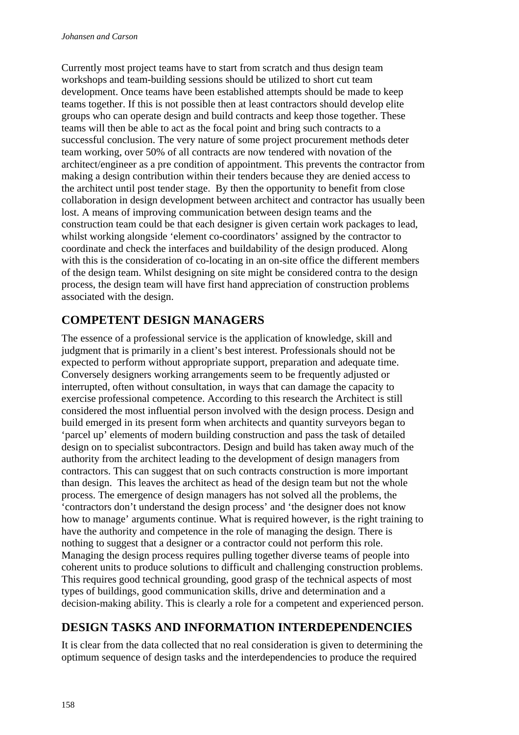Currently most project teams have to start from scratch and thus design team workshops and team-building sessions should be utilized to short cut team development. Once teams have been established attempts should be made to keep teams together. If this is not possible then at least contractors should develop elite groups who can operate design and build contracts and keep those together. These teams will then be able to act as the focal point and bring such contracts to a successful conclusion. The very nature of some project procurement methods deter team working, over 50% of all contracts are now tendered with novation of the architect/engineer as a pre condition of appointment. This prevents the contractor from making a design contribution within their tenders because they are denied access to the architect until post tender stage. By then the opportunity to benefit from close collaboration in design development between architect and contractor has usually been lost. A means of improving communication between design teams and the construction team could be that each designer is given certain work packages to lead, whilst working alongside 'element co-coordinators' assigned by the contractor to coordinate and check the interfaces and buildability of the design produced. Along with this is the consideration of co-locating in an on-site office the different members of the design team. Whilst designing on site might be considered contra to the design process, the design team will have first hand appreciation of construction problems associated with the design.

## COMPETENT DESIGN MANAGERS

The essence of a professional service is the application of knowledge, skill and judgment that is primarily in a client's best interest. Professionals should not be expected to perform without appropriate support, preparation and adequate time. Conversely designers working arrangements seem to be frequently adjusted or interrupted, often without consultation, in ways that can damage the capacity to exercise professional competence. According to this research the Architect is still considered the most influential person involved with the design process. Design and build emerged in its present form when architects and quantity surveyors began to 'parcel up' elements of modern building construction and pass the task of detailed design on to specialist subcontractors. Design and build has taken away much of the authority from the architect leading to the development of design managers from contractors. This can suggest that on such contracts construction is more important than design. This leaves the architect as head of the design team but not the whole process. The emergence of design managers has not solved all the problems, the 'contractors don't understand the design process' and 'the designer does not know how to manage' arguments continue. What is required however, is the right training to have the authority and competence in the role of managing the design. There is nothing to suggest that a designer or a contractor could not perform this role. Managing the design process requires pulling together diverse teams of people into coherent units to produce solutions to difficult and challenging construction problems. This requires good technical grounding, good grasp of the technical aspects of most types of buildings, good communication skills, drive and determination and a decision-making ability. This is clearly a role for a competent and experienced person.

## DESIGN TASKS AND INFORMATION INTERDEPENDENCIES

It is clear from the data collected that no real consideration is given to determining the optimum sequence of design tasks and the interdependencies to produce the required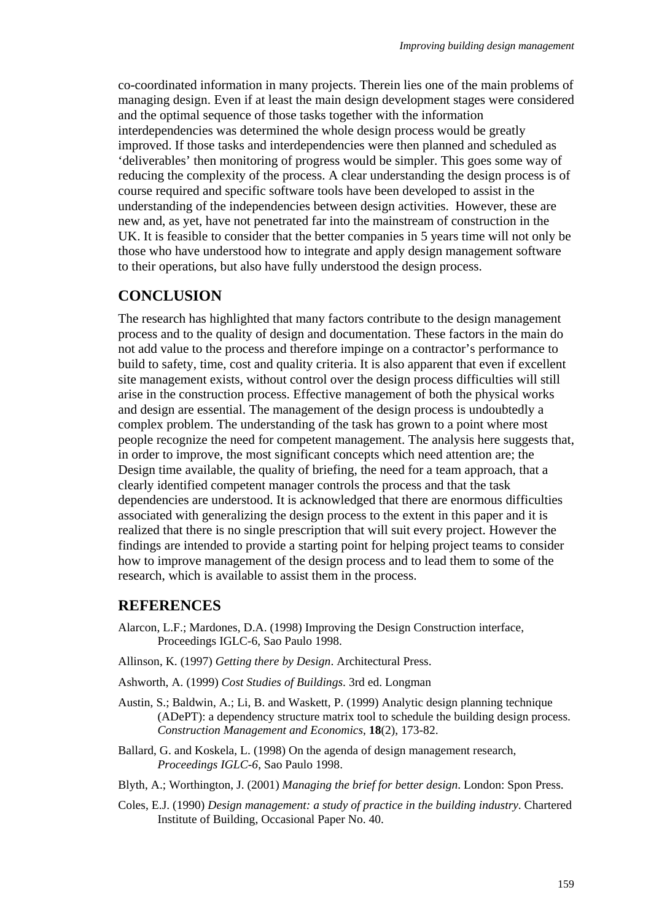co-coordinated information in many projects. Therein lies one of the main problems of managing design. Even if at least the main design development stages were considered and the optimal sequence of those tasks together with the information interdependencies was determined the whole design process would be greatly improved. If those tasks and interdependencies were then planned and scheduled as 'deliverables' then monitoring of progress would be simpler. This goes some way of reducing the complexity of the process. A clear understanding the design process is of course required and specific software tools have been developed to assist in the understanding of the independencies between design activities. However, these are new and, as yet, have not penetrated far into the mainstream of construction in the UK. It is feasible to consider that the better companies in 5 years time will not only be those who have understood how to integrate and apply design management software to their operations, but also have fully understood the design process.

## CONCLUSION

The research has highlighted that many factors contribute to the design management process and to the quality of design and documentation. These factors in the main do not add value to the process and therefore impinge on a contractor's performance to build to safety, time, cost and quality criteria. It is also apparent that even if excellent site management exists, without control over the design process difficulties will still arise in the construction process. Effective management of both the physical works and design are essential. The management of the design process is undoubtedly a complex problem. The understanding of the task has grown to a point where most people recognize the need for competent management. The analysis here suggests that, in order to improve, the most significant concepts which need attention are; the Design time available, the quality of briefing, the need for a team approach, that a clearly identified competent manager controls the process and that the task dependencies are understood. It is acknowledged that there are enormous difficulties associated with generalizing the design process to the extent in this paper and it is realized that there is no single prescription that will suit every project. However the findings are intended to provide a starting point for helping project teams to consider how to improve management of the design process and to lead them to some of the research, which is available to assist them in the process.

## REFERENCES

Alarcon, L.F.; Mardones, D.A. (1998) Improving the Design Construction interface, Proceedings IGLC-6, Sao Paulo 1998.

Allinson, K. (1997) *Getting there by Design*. Architectural Press.

Ashworth, A. (1999) *Cost Studies of Buildings*. 3rd ed. Longman

Austin, S.; Baldwin, A.; Li, B. and Waskett, P. (1999) Analytic design planning technique (ADePT): a dependency structure matrix tool to schedule the building design process. *Construction Management and Economics*, **18**(2), 173-82.

Ballard, G. and Koskela, L. (1998) On the agenda of design management research, *Proceedings IGLC-6*, Sao Paulo 1998.

Blyth, A.; Worthington, J. (2001) *Managing the brief for better design*. London: Spon Press.

Coles, E.J. (1990) *Design management: a study of practice in the building industry*. Chartered Institute of Building, Occasional Paper No. 40.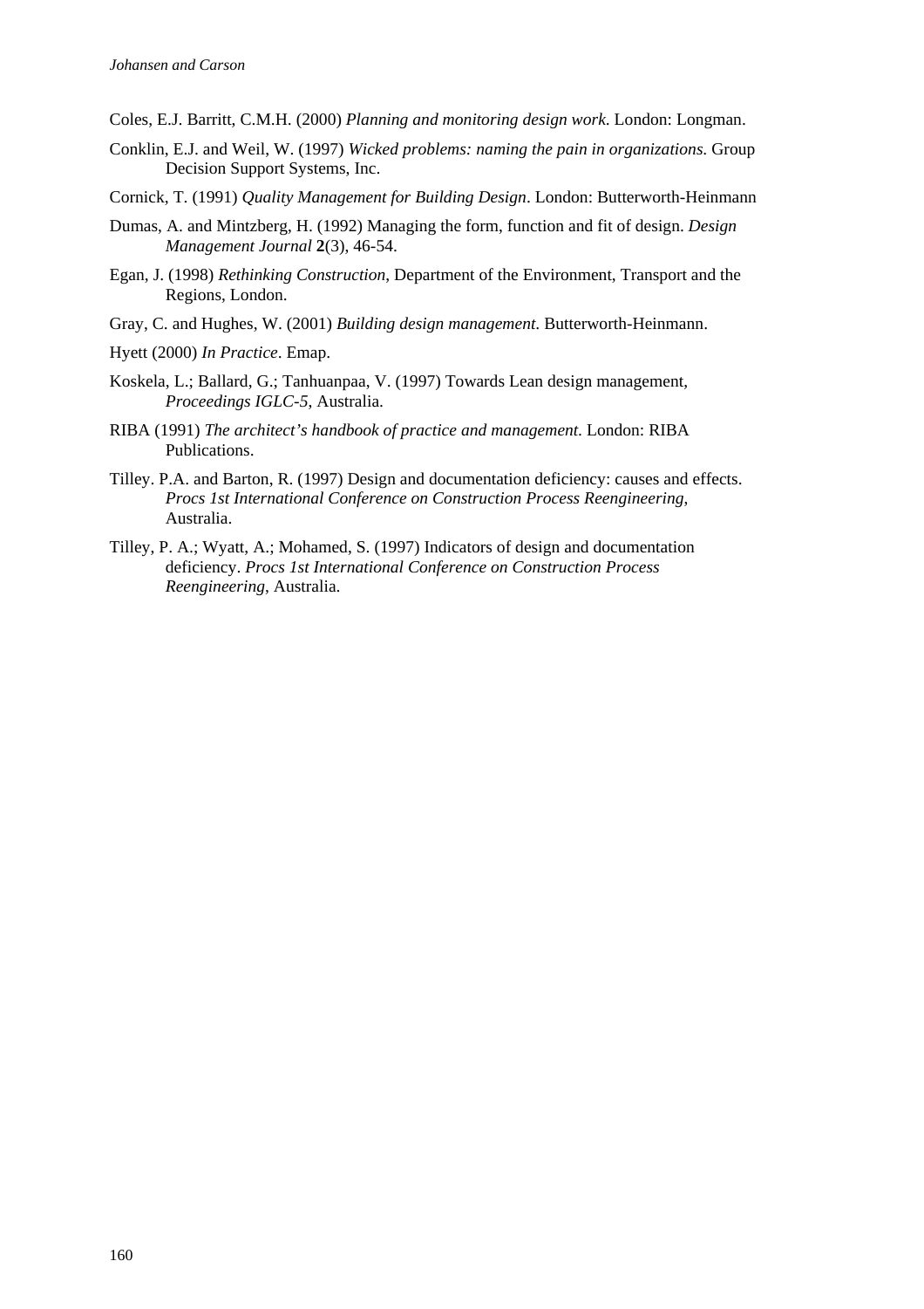Coles, E.J. Barritt, C.M.H. (2000) *Planning and monitoring design work*. London: Longman.

Conklin, E.J. and Weil, W. (1997) *Wicked problems: naming the pain in organizations.* Group Decision Support Systems, Inc.

Cornick, T. (1991) *Quality Management for Building Design*. London: Butterworth-Heinmann

Dumas, A. and Mintzberg, H. (1992) Managing the form, function and fit of design. *Design Management Journal* **2**(3), 46-54.

Egan, J. (1998) *Rethinking Construction*, Department of the Environment, Transport and the Regions, London.

Gray, C. and Hughes, W. (2001) *Building design management.* Butterworth-Heinmann.

Hyett (2000) *In Practice*. Emap.

Koskela, L.; Ballard, G.; Tanhuanpaa, V. (1997) Towards Lean design management, *Proceedings IGLC-5*, Australia.

RIBA (1991) *The architect's handbook of practice and management.* London: RIBA Publications.

Tilley. P.A. and Barton, R. (1997) Design and documentation deficiency: causes and effects. *Procs 1st International Conference on Construction Process Reengineering*, Australia.

Tilley, P. A.; Wyatt, A.; Mohamed, S. (1997) Indicators of design and documentation deficiency. *Procs 1st International Conference on Construction Process Reengineering*, Australia.